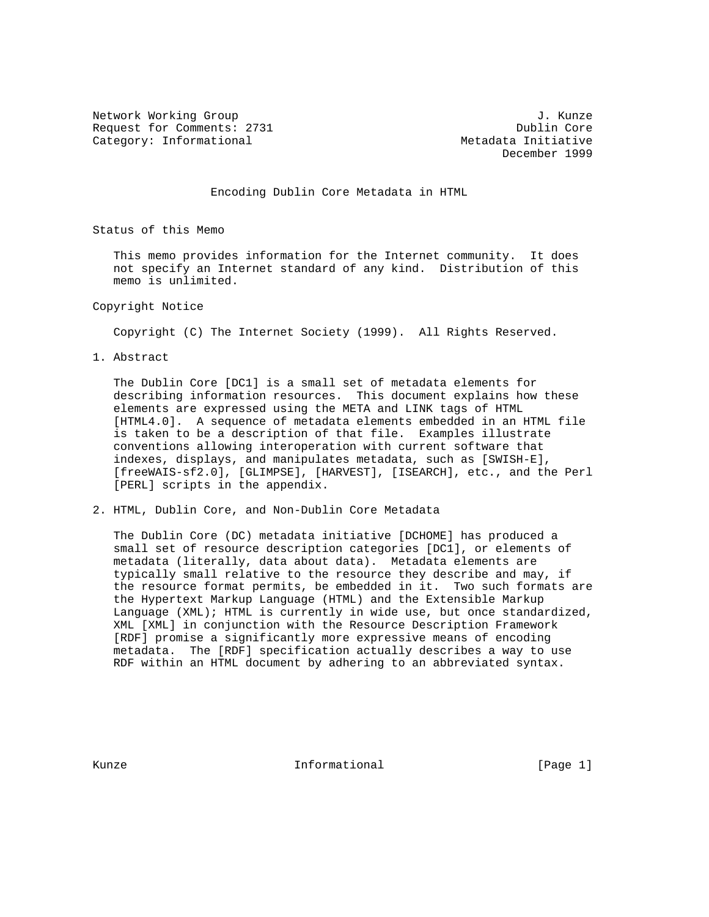Network Working Group J. Kunze
Request for Comments: 2731 Dublin Core
Category: Informational Metadata Initiative
December 1999

# Encoding Dublin Core Metadata in HTML

## Status of this Memo

This memo provides information for the Internet community. It does not specify an Internet standard of any kind. Distribution of this memo is unlimited.

## Copyright Notice

Copyright (C) The Internet Society (1999). All Rights Reserved.

## 1. Abstract

The Dublin Core [DC1] is a small set of metadata elements for describing information resources. This document explains how these elements are expressed using the META and LINK tags of HTML [HTML4.0]. A sequence of metadata elements embedded in an HTML file is taken to be a description of that file. Examples illustrate conventions allowing interoperation with current software that indexes, displays, and manipulates metadata, such as [SWISH-E], [freeWAIS-sf2.0], [GLIMPSE], [HARVEST], [ISEARCH], etc., and the Perl [PERL] scripts in the appendix.

## 2. HTML, Dublin Core, and Non-Dublin Core Metadata

The Dublin Core (DC) metadata initiative [DCHOME] has produced a small set of resource description categories [DC1], or elements of metadata (literally, data about data). Metadata elements are typically small relative to the resource they describe and may, if the resource format permits, be embedded in it. Two such formats are the Hypertext Markup Language (HTML) and the Extensible Markup Language (XML); HTML is currently in wide use, but once standardized, XML [XML] in conjunction with the Resource Description Framework [RDF] promise a significantly more expressive means of encoding metadata. The [RDF] specification actually describes a way to use RDF within an HTML document by adhering to an abbreviated syntax.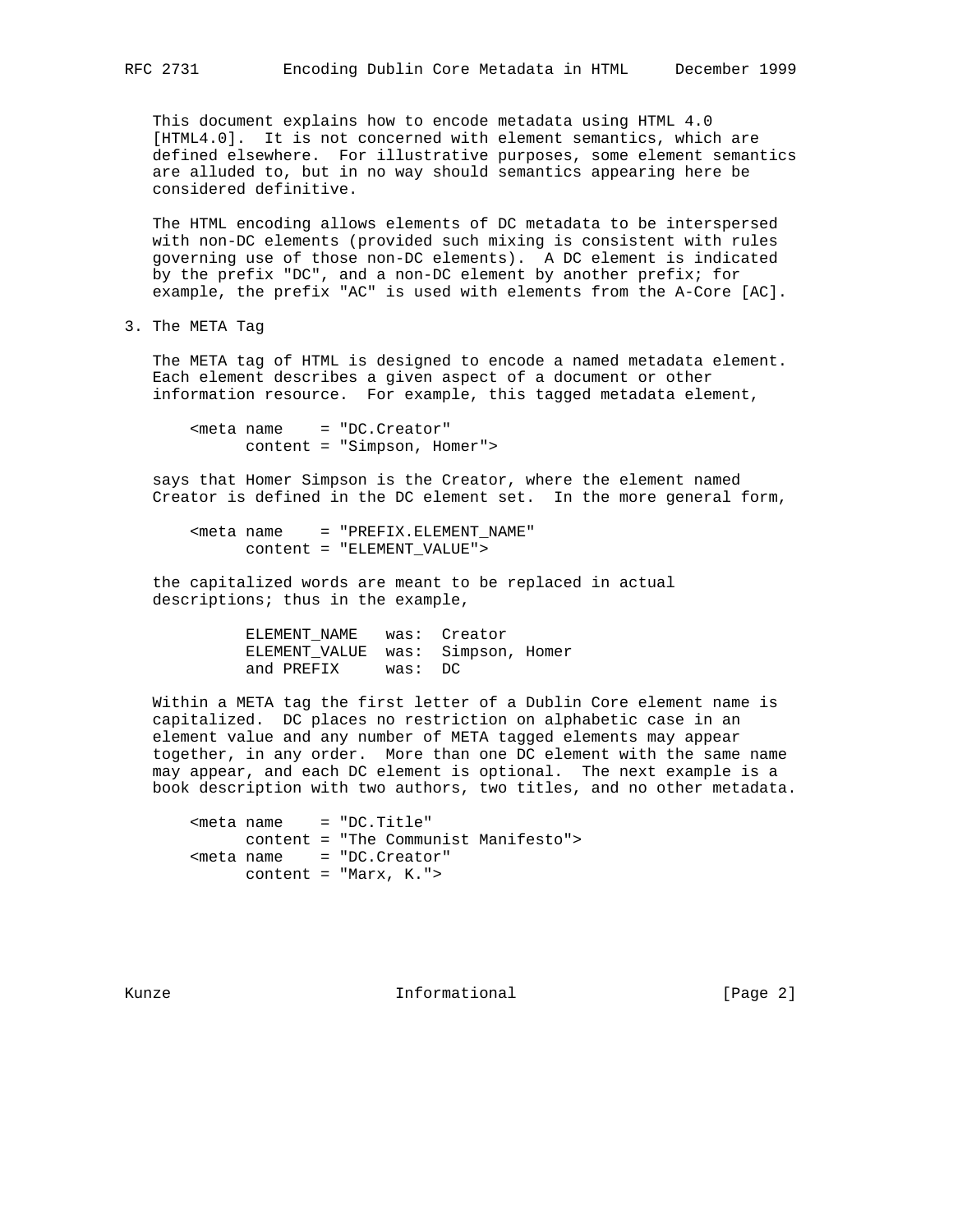This document explains how to encode metadata using HTML 4.0 [HTML4.0]. It is not concerned with element semantics, which are defined elsewhere. For illustrative purposes, some element semantics are alluded to, but in no way should semantics appearing here be considered definitive.

The HTML encoding allows elements of DC metadata to be interspersed with non-DC elements (provided such mixing is consistent with rules governing use of those non-DC elements). A DC element is indicated by the prefix "DC", and a non-DC element by another prefix; for example, the prefix "AC" is used with elements from the A-Core [AC].

## 3. The META Tag

The META tag of HTML is designed to encode a named metadata element. Each element describes a given aspect of a document or other information resource. For example, this tagged metadata element,

```
<meta name    = "DC.Creator"
      content = "Simpson, Homer">
```

says that Homer Simpson is the Creator, where the element named Creator is defined in the DC element set. In the more general form,

```
<meta name    = "PREFIX.ELEMENT_NAME"
      content = "ELEMENT_VALUE">
```

the capitalized words are meant to be replaced in actual descriptions; thus in the example,

```
ELEMENT_NAME   was:  Creator
ELEMENT_VALUE  was:  Simpson, Homer
and PREFIX     was:  DC
```

Within a META tag the first letter of a Dublin Core element name is capitalized. DC places no restriction on alphabetic case in an element value and any number of META tagged elements may appear together, in any order. More than one DC element with the same name may appear, and each DC element is optional. The next example is a book description with two authors, two titles, and no other metadata.

```
<meta name    = "DC.Title"
      content = "The Communist Manifesto">
<meta name    = "DC.Creator"
      content = "Marx, K.">
```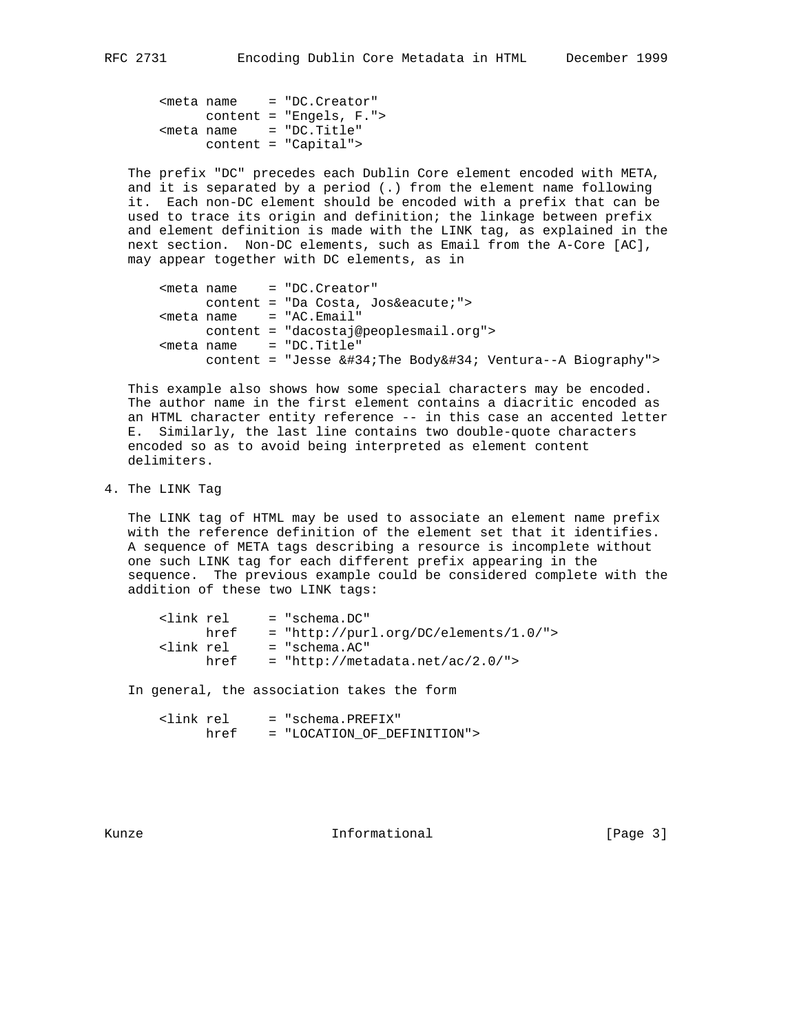```
<meta name    = "DC.Creator"
      content = "Engels, F.">
<meta name    = "DC.Title"
      content = "Capital">
```

The prefix "DC" precedes each Dublin Core element encoded with META, and it is separated by a period (.) from the element name following it. Each non-DC element should be encoded with a prefix that can be used to trace its origin and definition; the linkage between prefix and element definition is made with the LINK tag, as explained in the next section. Non-DC elements, such as Email from the A-Core [AC], may appear together with DC elements, as in

```
<meta name    = "DC.Creator"
      content = "Da Costa, Jos&eacute;">
<meta name    = "AC.Email"
      content = "dacostaj@peoplesmail.org">
<meta name    = "DC.Title"
      content = "Jesse &#34;The Body&#34; Ventura--A Biography">
```

This example also shows how some special characters may be encoded. The author name in the first element contains a diacritic encoded as an HTML character entity reference -- in this case an accented letter E. Similarly, the last line contains two double-quote characters encoded so as to avoid being interpreted as element content delimiters.

## 4. The LINK Tag

The LINK tag of HTML may be used to associate an element name prefix with the reference definition of the element set that it identifies. A sequence of META tags describing a resource is incomplete without one such LINK tag for each different prefix appearing in the sequence. The previous example could be considered complete with the addition of these two LINK tags:

```
<link rel     = "schema.DC"
      href    = "http://purl.org/DC/elements/1.0/">
<link rel     = "schema.AC"
      href    = "http://metadata.net/ac/2.0/">
```

In general, the association takes the form

```
<link rel     = "schema.PREFIX"
      href    = "LOCATION_OF_DEFINITION">
```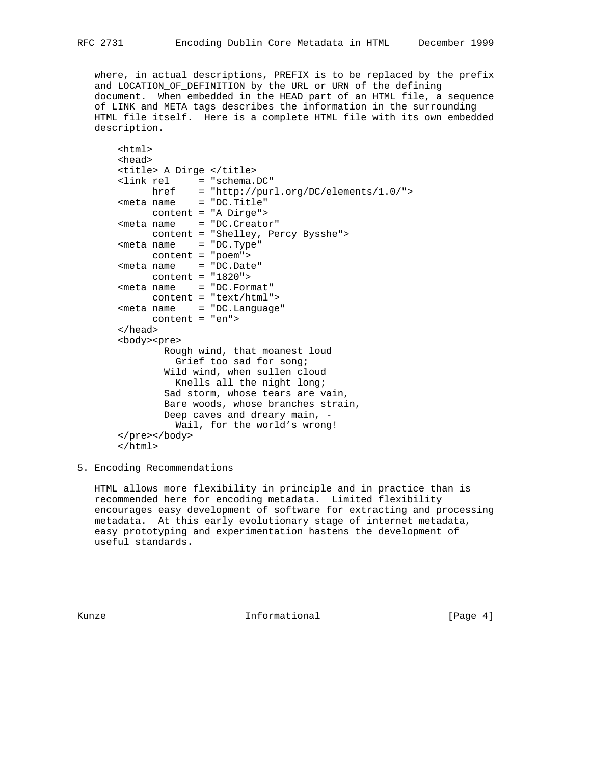where, in actual descriptions, PREFIX is to be replaced by the prefix and LOCATION_OF_DEFINITION by the URL or URN of the defining document. When embedded in the HEAD part of an HTML file, a sequence of LINK and META tags describes the information in the surrounding HTML file itself. Here is a complete HTML file with its own embedded description.

```
<html>
<head>
<title> A Dirge </title>
<link rel     = "schema.DC"
      href    = "http://purl.org/DC/elements/1.0/">
<meta name    = "DC.Title"
      content = "A Dirge">
<meta name    = "DC.Creator"
      content = "Shelley, Percy Bysshe">
<meta name    = "DC.Type"
      content = "poem">
<meta name    = "DC.Date"
      content = "1820">
<meta name    = "DC.Format"
      content = "text/html">
<meta name    = "DC.Language"
      content = "en">
</head>
<body><pre>
        Rough wind, that moanest loud
          Grief too sad for song;
        Wild wind, when sullen cloud
          Knells all the night long;
        Sad storm, whose tears are vain,
        Bare woods, whose branches strain,
        Deep caves and dreary main, -
          Wail, for the world's wrong!
</pre></body>
</html>
```

## 5. Encoding Recommendations

HTML allows more flexibility in principle and in practice than is recommended here for encoding metadata. Limited flexibility encourages easy development of software for extracting and processing metadata. At this early evolutionary stage of internet metadata, easy prototyping and experimentation hastens the development of useful standards.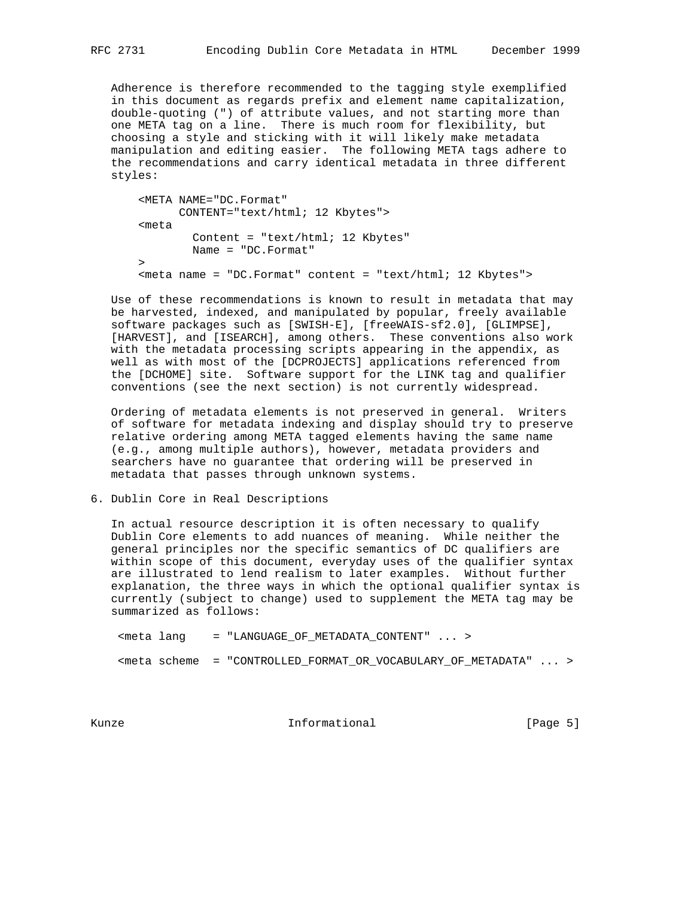Adherence is therefore recommended to the tagging style exemplified in this document as regards prefix and element name capitalization, double-quoting (") of attribute values, and not starting more than one META tag on a line. There is much room for flexibility, but choosing a style and sticking with it will likely make metadata manipulation and editing easier. The following META tags adhere to the recommendations and carry identical metadata in three different styles:

```
<META NAME="DC.Format"
      CONTENT="text/html; 12 Kbytes">
<meta
        Content = "text/html; 12 Kbytes"
        Name = "DC.Format"
>
<meta name = "DC.Format" content = "text/html; 12 Kbytes">
```

Use of these recommendations is known to result in metadata that may be harvested, indexed, and manipulated by popular, freely available software packages such as [SWISH-E], [freeWAIS-sf2.0], [GLIMPSE], [HARVEST], and [ISEARCH], among others. These conventions also work with the metadata processing scripts appearing in the appendix, as well as with most of the [DCPROJECTS] applications referenced from the [DCHOME] site. Software support for the LINK tag and qualifier conventions (see the next section) is not currently widespread.

Ordering of metadata elements is not preserved in general. Writers of software for metadata indexing and display should try to preserve relative ordering among META tagged elements having the same name (e.g., among multiple authors), however, metadata providers and searchers have no guarantee that ordering will be preserved in metadata that passes through unknown systems.

## 6. Dublin Core in Real Descriptions

In actual resource description it is often necessary to qualify Dublin Core elements to add nuances of meaning. While neither the general principles nor the specific semantics of DC qualifiers are within scope of this document, everyday uses of the qualifier syntax are illustrated to lend realism to later examples. Without further explanation, the three ways in which the optional qualifier syntax is currently (subject to change) used to supplement the META tag may be summarized as follows:

```
<meta lang    = "LANGUAGE_OF_METADATA_CONTENT" ... >

<meta scheme  = "CONTROLLED_FORMAT_OR_VOCABULARY_OF_METADATA" ... >
```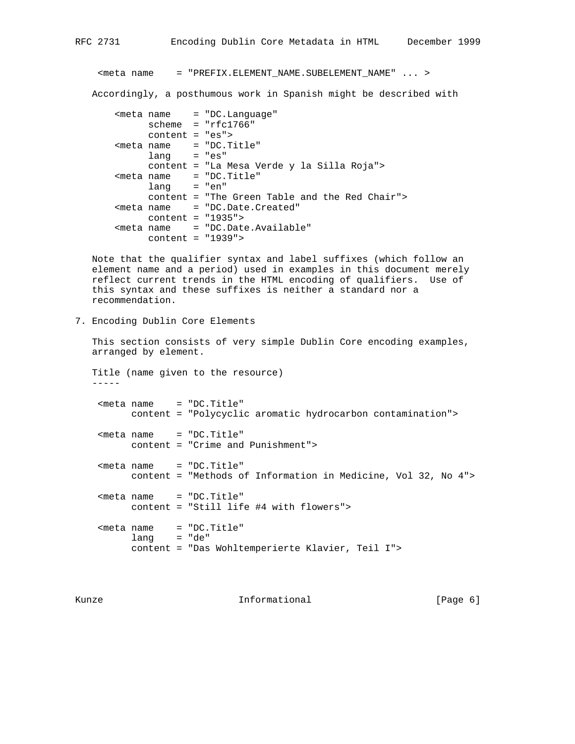```
<meta name    = "PREFIX.ELEMENT_NAME.SUBELEMENT_NAME" ... >
```

Accordingly, a posthumous work in Spanish might be described with

```
<meta name    = "DC.Language"
      scheme  = "rfc1766"
      content = "es">
<meta name    = "DC.Title"
      lang    = "es"
      content = "La Mesa Verde y la Silla Roja">
<meta name    = "DC.Title"
      lang    = "en"
      content = "The Green Table and the Red Chair">
<meta name    = "DC.Date.Created"
      content = "1935">
<meta name    = "DC.Date.Available"
      content = "1939">
```

Note that the qualifier syntax and label suffixes (which follow an element name and a period) used in examples in this document merely reflect current trends in the HTML encoding of qualifiers. Use of this syntax and these suffixes is neither a standard nor a recommendation.

## 7. Encoding Dublin Core Elements

This section consists of very simple Dublin Core encoding examples, arranged by element.

### Title (name given to the resource)

```
<meta name    = "DC.Title"
      content = "Polycyclic aromatic hydrocarbon contamination">

<meta name    = "DC.Title"
      content = "Crime and Punishment">

<meta name    = "DC.Title"
      content = "Methods of Information in Medicine, Vol 32, No 4">

<meta name    = "DC.Title"
      content = "Still life #4 with flowers">

<meta name    = "DC.Title"
      lang    = "de"
      content = "Das Wohltemperierte Klavier, Teil I">
```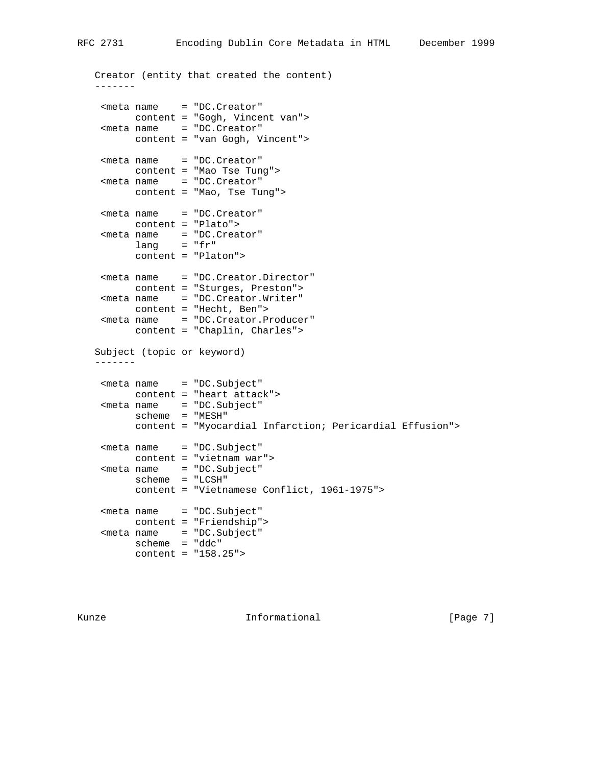Creator (entity that created the content)
-------

```
 <meta name    = "DC.Creator"
       content = "Gogh, Vincent van">
 <meta name    = "DC.Creator"
       content = "van Gogh, Vincent">

 <meta name    = "DC.Creator"
       content = "Mao Tse Tung">
 <meta name    = "DC.Creator"
       content = "Mao, Tse Tung">

 <meta name    = "DC.Creator"
       content = "Plato">
 <meta name    = "DC.Creator"
       lang    = "fr"
       content = "Platon">

 <meta name    = "DC.Creator.Director"
       content = "Sturges, Preston">
 <meta name    = "DC.Creator.Writer"
       content = "Hecht, Ben">
 <meta name    = "DC.Creator.Producer"
       content = "Chaplin, Charles">
```

Subject (topic or keyword)
-------

```
 <meta name    = "DC.Subject"
       content = "heart attack">
 <meta name    = "DC.Subject"
       scheme  = "MESH"
       content = "Myocardial Infarction; Pericardial Effusion">

 <meta name    = "DC.Subject"
       content = "vietnam war">
 <meta name    = "DC.Subject"
       scheme  = "LCSH"
       content = "Vietnamese Conflict, 1961-1975">

 <meta name    = "DC.Subject"
       content = "Friendship">
 <meta name    = "DC.Subject"
       scheme  = "ddc"
       content = "158.25">
```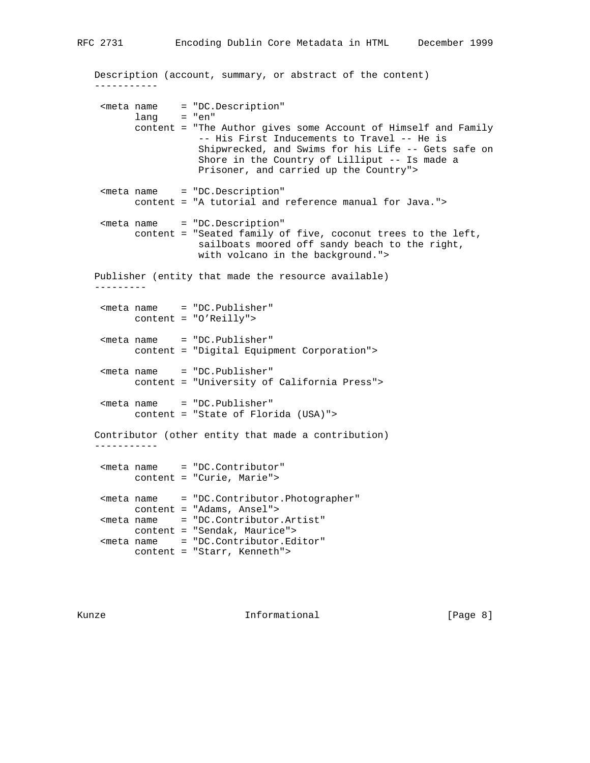Description (account, summary, or abstract of the content)
-----------

```
 <meta name    = "DC.Description"
       lang    = "en"
       content = "The Author gives some Account of Himself and Family
                  -- His First Inducements to Travel -- He is
                  Shipwrecked, and Swims for his Life -- Gets safe on
                  Shore in the Country of Lilliput -- Is made a
                  Prisoner, and carried up the Country">

 <meta name    = "DC.Description"
       content = "A tutorial and reference manual for Java.">

 <meta name    = "DC.Description"
       content = "Seated family of five, coconut trees to the left,
                  sailboats moored off sandy beach to the right,
                  with volcano in the background.">
```

Publisher (entity that made the resource available)
---------

```
 <meta name    = "DC.Publisher"
       content = "O'Reilly">

 <meta name    = "DC.Publisher"
       content = "Digital Equipment Corporation">

 <meta name    = "DC.Publisher"
       content = "University of California Press">

 <meta name    = "DC.Publisher"
       content = "State of Florida (USA)">
```

Contributor (other entity that made a contribution)
-----------

```
 <meta name    = "DC.Contributor"
       content = "Curie, Marie">

 <meta name    = "DC.Contributor.Photographer"
       content = "Adams, Ansel">
 <meta name    = "DC.Contributor.Artist"
       content = "Sendak, Maurice">
 <meta name    = "DC.Contributor.Editor"
       content = "Starr, Kenneth">
```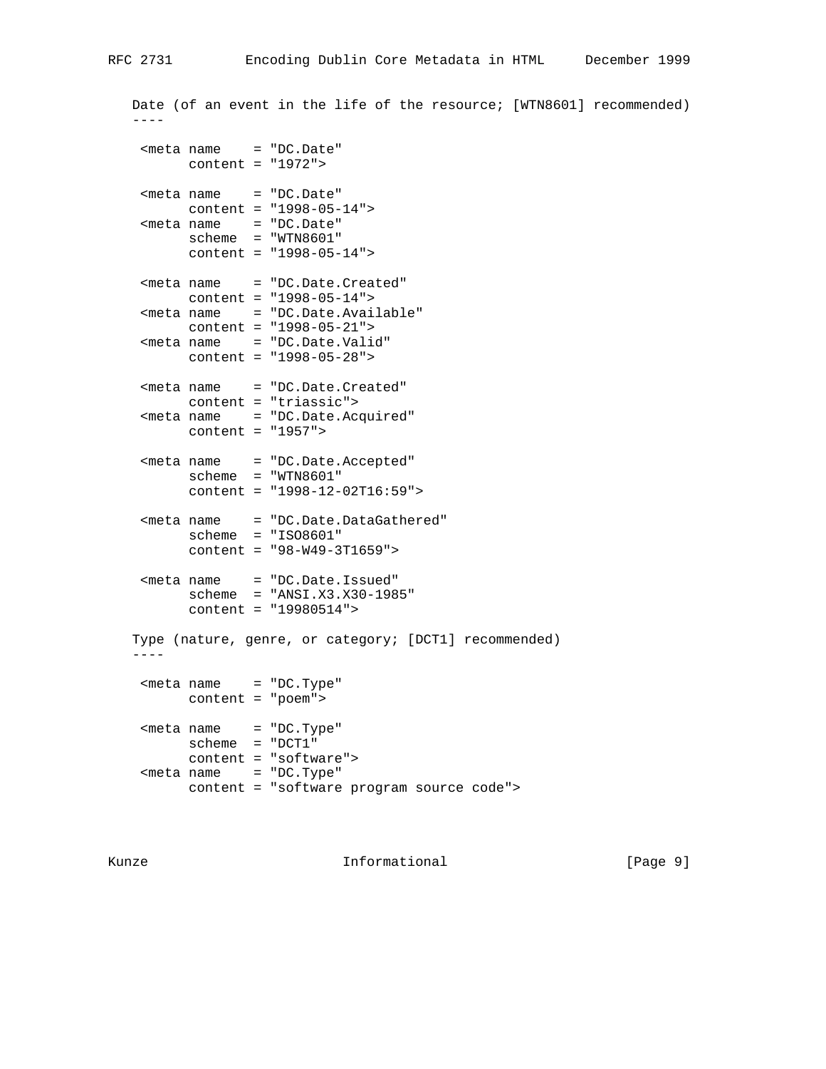Date (of an event in the life of the resource; [WTN8601] recommended)
----

```
 <meta name    = "DC.Date"
       content = "1972">

 <meta name    = "DC.Date"
       content = "1998-05-14">
 <meta name    = "DC.Date"
       scheme  = "WTN8601"
       content = "1998-05-14">

 <meta name    = "DC.Date.Created"
       content = "1998-05-14">
 <meta name    = "DC.Date.Available"
       content = "1998-05-21">
 <meta name    = "DC.Date.Valid"
       content = "1998-05-28">

 <meta name    = "DC.Date.Created"
       content = "triassic">
 <meta name    = "DC.Date.Acquired"
       content = "1957">

 <meta name    = "DC.Date.Accepted"
       scheme  = "WTN8601"
       content = "1998-12-02T16:59">

 <meta name    = "DC.Date.DataGathered"
       scheme  = "ISO8601"
       content = "98-W49-3T1659">

 <meta name    = "DC.Date.Issued"
       scheme  = "ANSI.X3.X30-1985"
       content = "19980514">
```

Type (nature, genre, or category; [DCT1] recommended)
----

```
 <meta name    = "DC.Type"
       content = "poem">

 <meta name    = "DC.Type"
       scheme  = "DCT1"
       content = "software">
 <meta name    = "DC.Type"
       content = "software program source code">
```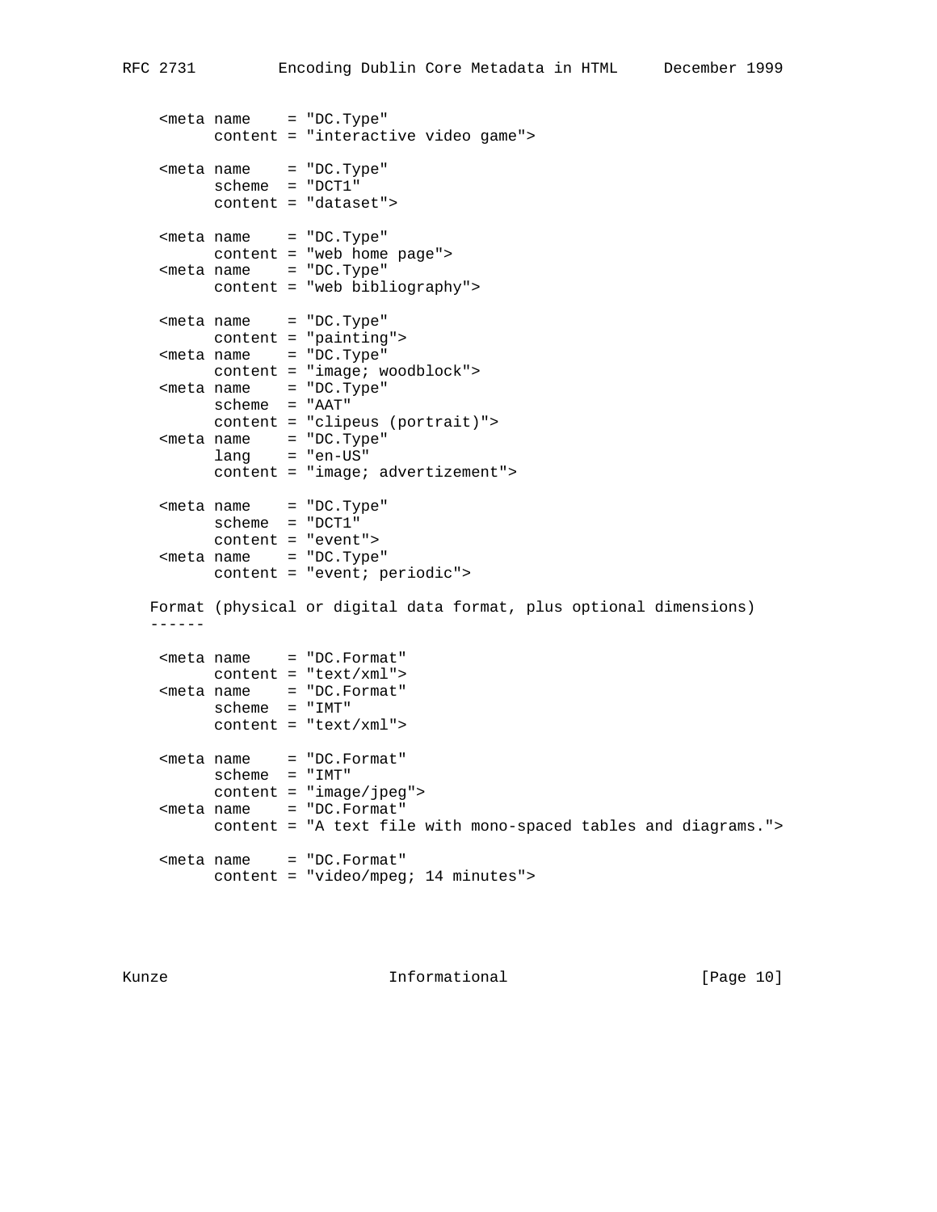```
<meta name    = "DC.Type"
      content = "interactive video game">

<meta name    = "DC.Type"
      scheme  = "DCT1"
      content = "dataset">

<meta name    = "DC.Type"
      content = "web home page">
<meta name    = "DC.Type"
      content = "web bibliography">

<meta name    = "DC.Type"
      content = "painting">
<meta name    = "DC.Type"
      content = "image; woodblock">
<meta name    = "DC.Type"
      scheme  = "AAT"
      content = "clipeus (portrait)">
<meta name    = "DC.Type"
      lang    = "en-US"
      content = "image; advertizement">

<meta name    = "DC.Type"
      scheme  = "DCT1"
      content = "event">
<meta name    = "DC.Type"
      content = "event; periodic">
```

Format (physical or digital data format, plus optional dimensions)
------

```
<meta name    = "DC.Format"
      content = "text/xml">
<meta name    = "DC.Format"
      scheme  = "IMT"
      content = "text/xml">

<meta name    = "DC.Format"
      scheme  = "IMT"
      content = "image/jpeg">
<meta name    = "DC.Format"
      content = "A text file with mono-spaced tables and diagrams.">

<meta name    = "DC.Format"
      content = "video/mpeg; 14 minutes">
```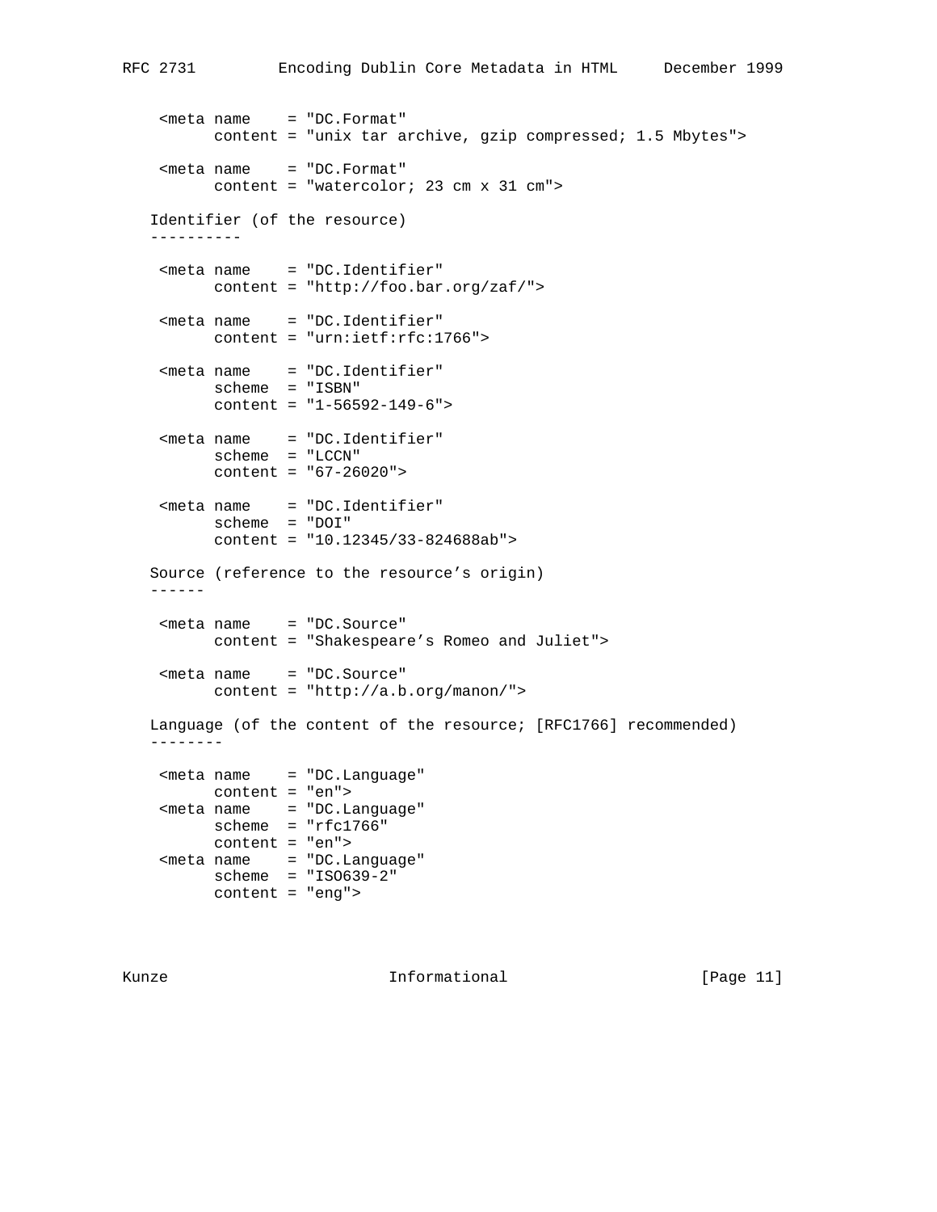```
<meta name    = "DC.Format"
      content = "unix tar archive, gzip compressed; 1.5 Mbytes">

<meta name    = "DC.Format"
      content = "watercolor; 23 cm x 31 cm">
```

Identifier (of the resource)
----------

```
<meta name    = "DC.Identifier"
      content = "http://foo.bar.org/zaf/">

<meta name    = "DC.Identifier"
      content = "urn:ietf:rfc:1766">

<meta name    = "DC.Identifier"
      scheme  = "ISBN"
      content = "1-56592-149-6">

<meta name    = "DC.Identifier"
      scheme  = "LCCN"
      content = "67-26020">

<meta name    = "DC.Identifier"
      scheme  = "DOI"
      content = "10.12345/33-824688ab">
```

Source (reference to the resource’s origin)
------

```
<meta name    = "DC.Source"
      content = "Shakespeare’s Romeo and Juliet">

<meta name    = "DC.Source"
      content = "http://a.b.org/manon/">
```

Language (of the content of the resource; [RFC1766] recommended)
--------

```
<meta name    = "DC.Language"
      content = "en">
<meta name    = "DC.Language"
      scheme  = "rfc1766"
      content = "en">
<meta name    = "DC.Language"
      scheme  = "ISO639-2"
      content = "eng">
```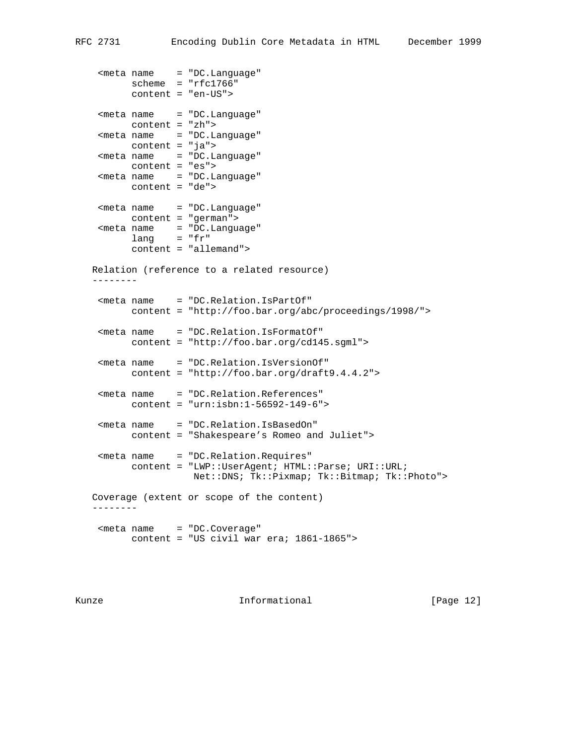```
<meta name    = "DC.Language"
      scheme  = "rfc1766"
      content = "en-US">

<meta name    = "DC.Language"
      content = "zh">
<meta name    = "DC.Language"
      content = "ja">
<meta name    = "DC.Language"
      content = "es">
<meta name    = "DC.Language"
      content = "de">

<meta name    = "DC.Language"
      content = "german">
<meta name    = "DC.Language"
      lang    = "fr"
      content = "allemand">
```

Relation (reference to a related resource)
--------

```
<meta name    = "DC.Relation.IsPartOf"
      content = "http://foo.bar.org/abc/proceedings/1998/">

<meta name    = "DC.Relation.IsFormatOf"
      content = "http://foo.bar.org/cd145.sgml">

<meta name    = "DC.Relation.IsVersionOf"
      content = "http://foo.bar.org/draft9.4.4.2">

<meta name    = "DC.Relation.References"
      content = "urn:isbn:1-56592-149-6">

<meta name    = "DC.Relation.IsBasedOn"
      content = "Shakespeare’s Romeo and Juliet">

<meta name    = "DC.Relation.Requires"
      content = "LWP::UserAgent; HTML::Parse; URI::URL;
                 Net::DNS; Tk::Pixmap; Tk::Bitmap; Tk::Photo">
```

Coverage (extent or scope of the content)
--------

```
<meta name    = "DC.Coverage"
      content = "US civil war era; 1861-1865">
```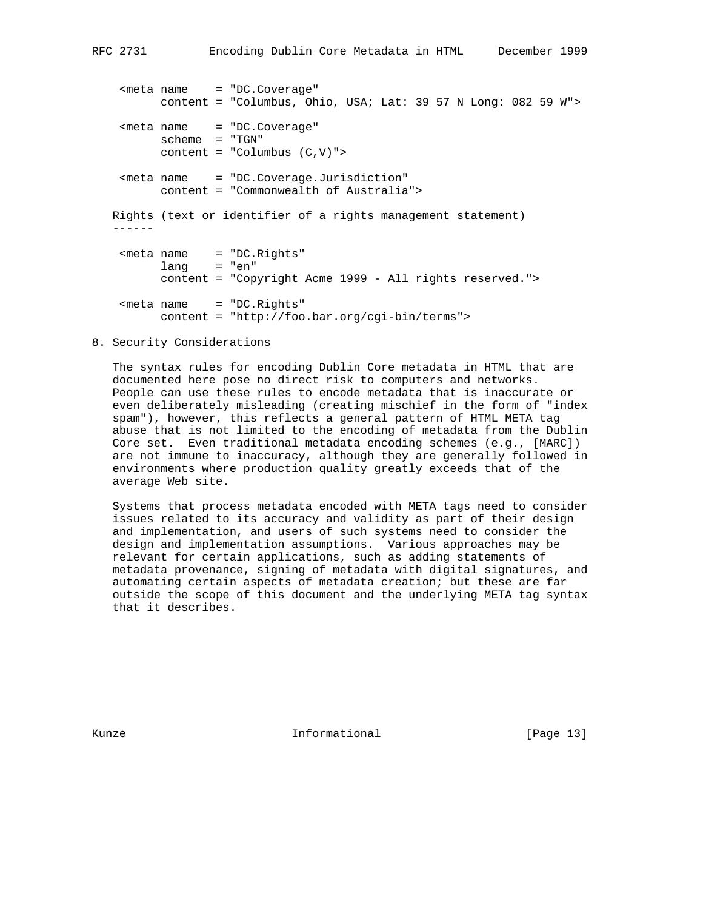```
<meta name    = "DC.Coverage"
      content = "Columbus, Ohio, USA; Lat: 39 57 N Long: 082 59 W">

<meta name    = "DC.Coverage"
      scheme  = "TGN"
      content = "Columbus (C,V)">

<meta name    = "DC.Coverage.Jurisdiction"
      content = "Commonwealth of Australia">
```

Rights (text or identifier of a rights management statement)
------

```
<meta name    = "DC.Rights"
      lang    = "en"
      content = "Copyright Acme 1999 - All rights reserved.">

<meta name    = "DC.Rights"
      content = "http://foo.bar.org/cgi-bin/terms">
```

## 8. Security Considerations

The syntax rules for encoding Dublin Core metadata in HTML that are documented here pose no direct risk to computers and networks. People can use these rules to encode metadata that is inaccurate or even deliberately misleading (creating mischief in the form of "index spam"), however, this reflects a general pattern of HTML META tag abuse that is not limited to the encoding of metadata from the Dublin Core set. Even traditional metadata encoding schemes (e.g., [MARC]) are not immune to inaccuracy, although they are generally followed in environments where production quality greatly exceeds that of the average Web site.

Systems that process metadata encoded with META tags need to consider issues related to its accuracy and validity as part of their design and implementation, and users of such systems need to consider the design and implementation assumptions. Various approaches may be relevant for certain applications, such as adding statements of metadata provenance, signing of metadata with digital signatures, and automating certain aspects of metadata creation; but these are far outside the scope of this document and the underlying META tag syntax that it describes.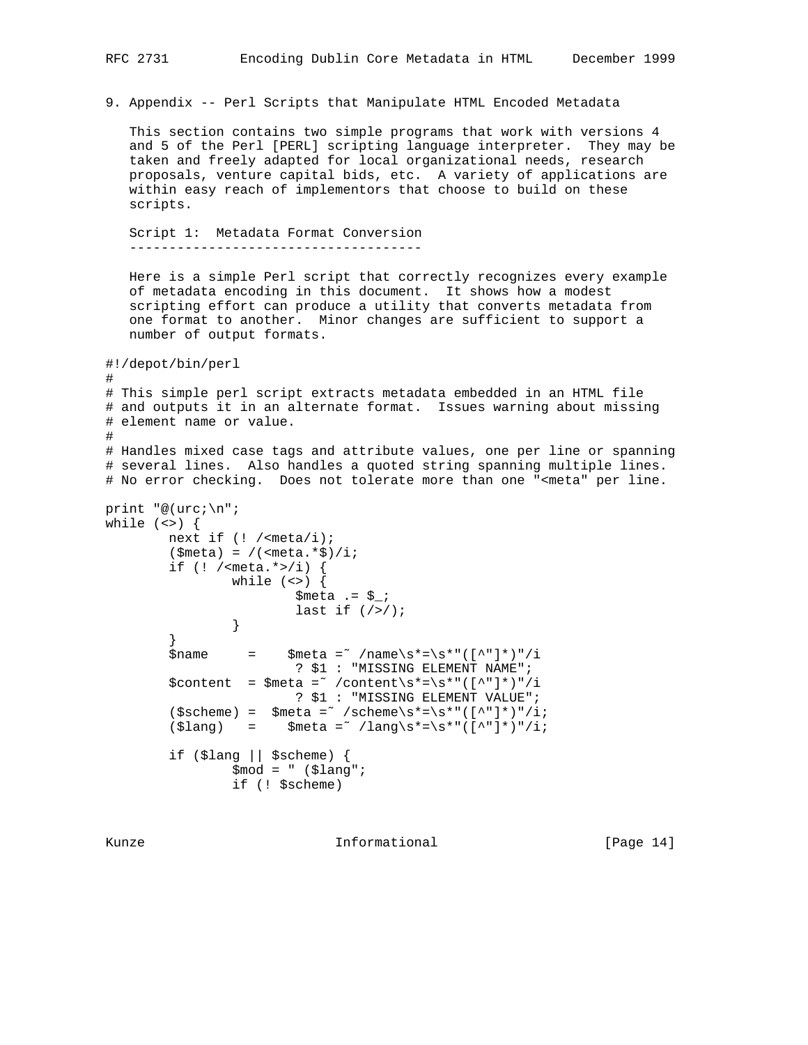## 9. Appendix -- Perl Scripts that Manipulate HTML Encoded Metadata

This section contains two simple programs that work with versions 4 and 5 of the Perl [PERL] scripting language interpreter. They may be taken and freely adapted for local organizational needs, research proposals, venture capital bids, etc. A variety of applications are within easy reach of implementors that choose to build on these scripts.

### Script 1: Metadata Format Conversion

Here is a simple Perl script that correctly recognizes every example of metadata encoding in this document. It shows how a modest scripting effort can produce a utility that converts metadata from one format to another. Minor changes are sufficient to support a number of output formats.

```
#!/depot/bin/perl
#
# This simple perl script extracts metadata embedded in an HTML file
# and outputs it in an alternate format.  Issues warning about missing
# element name or value.
#
# Handles mixed case tags and attribute values, one per line or spanning
# several lines.  Also handles a quoted string spanning multiple lines.
# No error checking.  Does not tolerate more than one "<meta" per line.

print "@(urc;\n";
while (<>) {
        next if (! /<meta/i);
        ($meta) = /(<meta.*$)/i;
        if (! /<meta.*>/i) {
                while (<>) {
                        $meta .= $_;
                        last if (/>/);
                }
        }
        $name     =    $meta =~ /name\s*=\s*"([^"]*)"/i
                        ? $1 : "MISSING ELEMENT NAME";
        $content  = $meta =~ /content\s*=\s*"([^"]*)"/i
                        ? $1 : "MISSING ELEMENT VALUE";
        ($scheme) =  $meta =~ /scheme\s*=\s*"([^"]*)"/i;
        ($lang)   =    $meta =~ /lang\s*=\s*"([^"]*)"/i;

        if ($lang || $scheme) {
                $mod = " ($lang";
                if (! $scheme)
```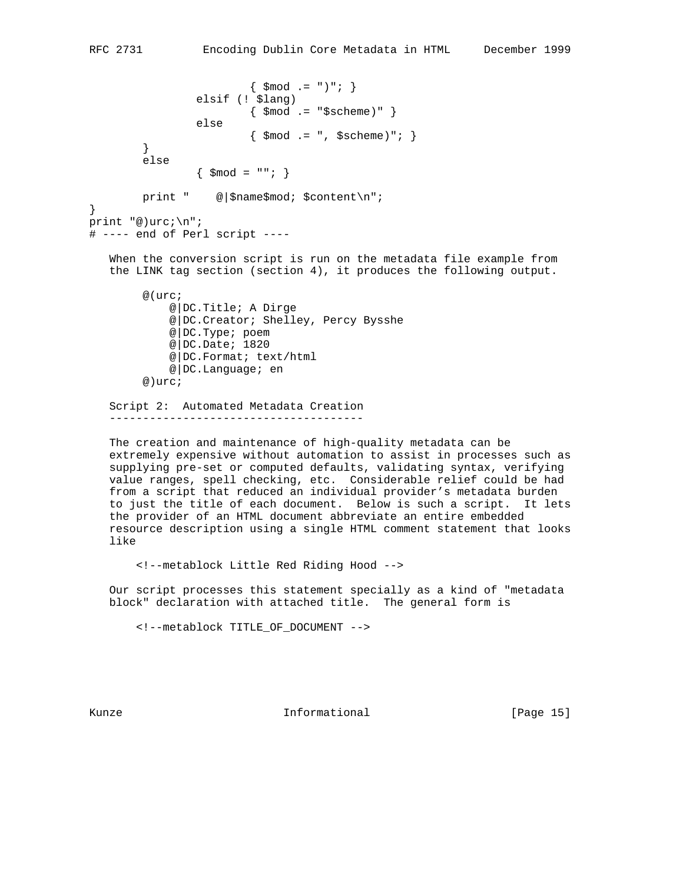```
                        { $mod .= ")"; }
                elsif (! $lang)
                        { $mod .= "$scheme)" }
                else
                        { $mod .= ", $scheme)"; }
        }
        else
                { $mod = ""; }

        print "    @|$name$mod; $content\n";
}
print "@)urc;\n";
# ---- end of Perl script ----
```

When the conversion script is run on the metadata file example from the LINK tag section (section 4), it produces the following output.

```
        @(urc;
            @|DC.Title; A Dirge
            @|DC.Creator; Shelley, Percy Bysshe
            @|DC.Type; poem
            @|DC.Date; 1820
            @|DC.Format; text/html
            @|DC.Language; en
        @)urc;
```

## Script 2: Automated Metadata Creation

The creation and maintenance of high-quality metadata can be extremely expensive without automation to assist in processes such as supplying pre-set or computed defaults, validating syntax, verifying value ranges, spell checking, etc. Considerable relief could be had from a script that reduced an individual provider's metadata burden to just the title of each document. Below is such a script. It lets the provider of an HTML document abbreviate an entire embedded resource description using a single HTML comment statement that looks like

```
    <!--metablock Little Red Riding Hood -->
```

Our script processes this statement specially as a kind of "metadata block" declaration with attached title. The general form is

```
    <!--metablock TITLE_OF_DOCUMENT -->
```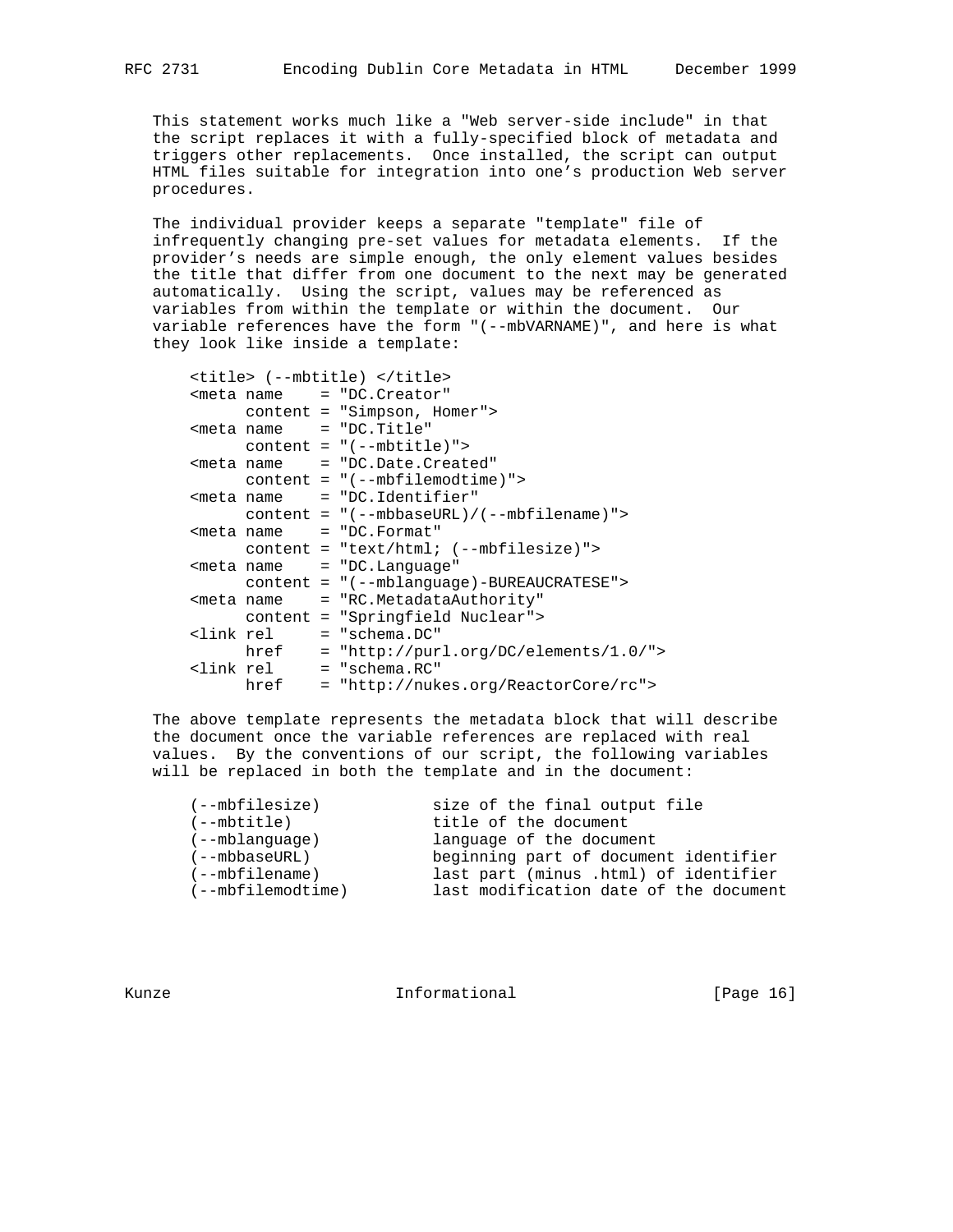This statement works much like a "Web server-side include" in that the script replaces it with a fully-specified block of metadata and triggers other replacements. Once installed, the script can output HTML files suitable for integration into one's production Web server procedures.

The individual provider keeps a separate "template" file of infrequently changing pre-set values for metadata elements. If the provider's needs are simple enough, the only element values besides the title that differ from one document to the next may be generated automatically. Using the script, values may be referenced as variables from within the template or within the document. Our variable references have the form "(--mbVARNAME)", and here is what they look like inside a template:

```
<title> (--mbtitle) </title>
<meta name    = "DC.Creator"
      content = "Simpson, Homer">
<meta name    = "DC.Title"
      content = "(--mbtitle)">
<meta name    = "DC.Date.Created"
      content = "(--mbfilemodtime)">
<meta name    = "DC.Identifier"
      content = "(--mbbaseURL)/(--mbfilename)">
<meta name    = "DC.Format"
      content = "text/html; (--mbfilesize)">
<meta name    = "DC.Language"
      content = "(--mblanguage)-BUREAUCRATESE">
<meta name    = "RC.MetadataAuthority"
      content = "Springfield Nuclear">
<link rel     = "schema.DC"
      href    = "http://purl.org/DC/elements/1.0/">
<link rel     = "schema.RC"
      href    = "http://nukes.org/ReactorCore/rc">
```

The above template represents the metadata block that will describe the document once the variable references are replaced with real values. By the conventions of our script, the following variables will be replaced in both the template and in the document:

```
(--mbfilesize)          size of the final output file
(--mbtitle)             title of the document
(--mblanguage)          language of the document
(--mbbaseURL)           beginning part of document identifier
(--mbfilename)          last part (minus .html) of identifier
(--mbfilemodtime)       last modification date of the document
```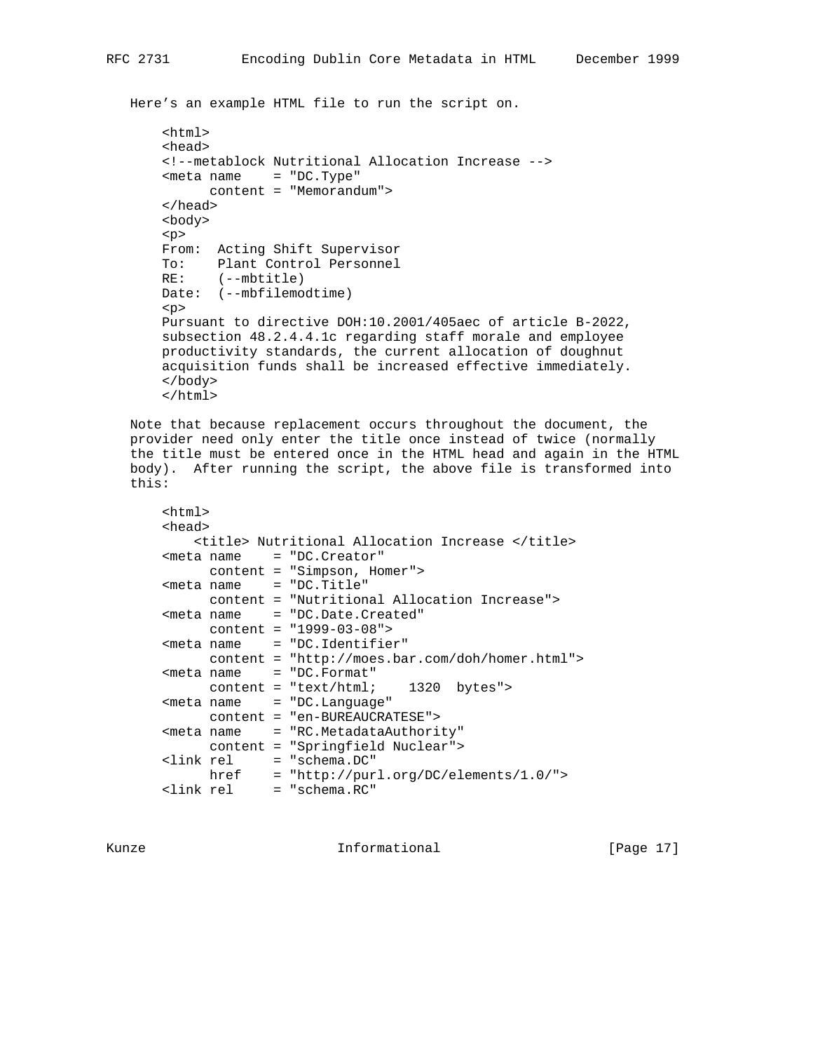Here’s an example HTML file to run the script on.

```
<html>
<head>
<!--metablock Nutritional Allocation Increase -->
<meta name    = "DC.Type"
      content = "Memorandum">
</head>
<body>
<p>
From:  Acting Shift Supervisor
To:    Plant Control Personnel
RE:    (--mbtitle)
Date:  (--mbfilemodtime)
<p>
Pursuant to directive DOH:10.2001/405aec of article B-2022,
subsection 48.2.4.4.1c regarding staff morale and employee
productivity standards, the current allocation of doughnut
acquisition funds shall be increased effective immediately.
</body>
</html>
```

Note that because replacement occurs throughout the document, the provider need only enter the title once instead of twice (normally the title must be entered once in the HTML head and again in the HTML body). After running the script, the above file is transformed into this:

```
<html>
<head>
    <title> Nutritional Allocation Increase </title>
<meta name    = "DC.Creator"
      content = "Simpson, Homer">
<meta name    = "DC.Title"
      content = "Nutritional Allocation Increase">
<meta name    = "DC.Date.Created"
      content = "1999-03-08">
<meta name    = "DC.Identifier"
      content = "http://moes.bar.com/doh/homer.html">
<meta name    = "DC.Format"
      content = "text/html;    1320  bytes">
<meta name    = "DC.Language"
      content = "en-BUREAUCRATESE">
<meta name    = "RC.MetadataAuthority"
      content = "Springfield Nuclear">
<link rel     = "schema.DC"
      href    = "http://purl.org/DC/elements/1.0/">
<link rel     = "schema.RC"
```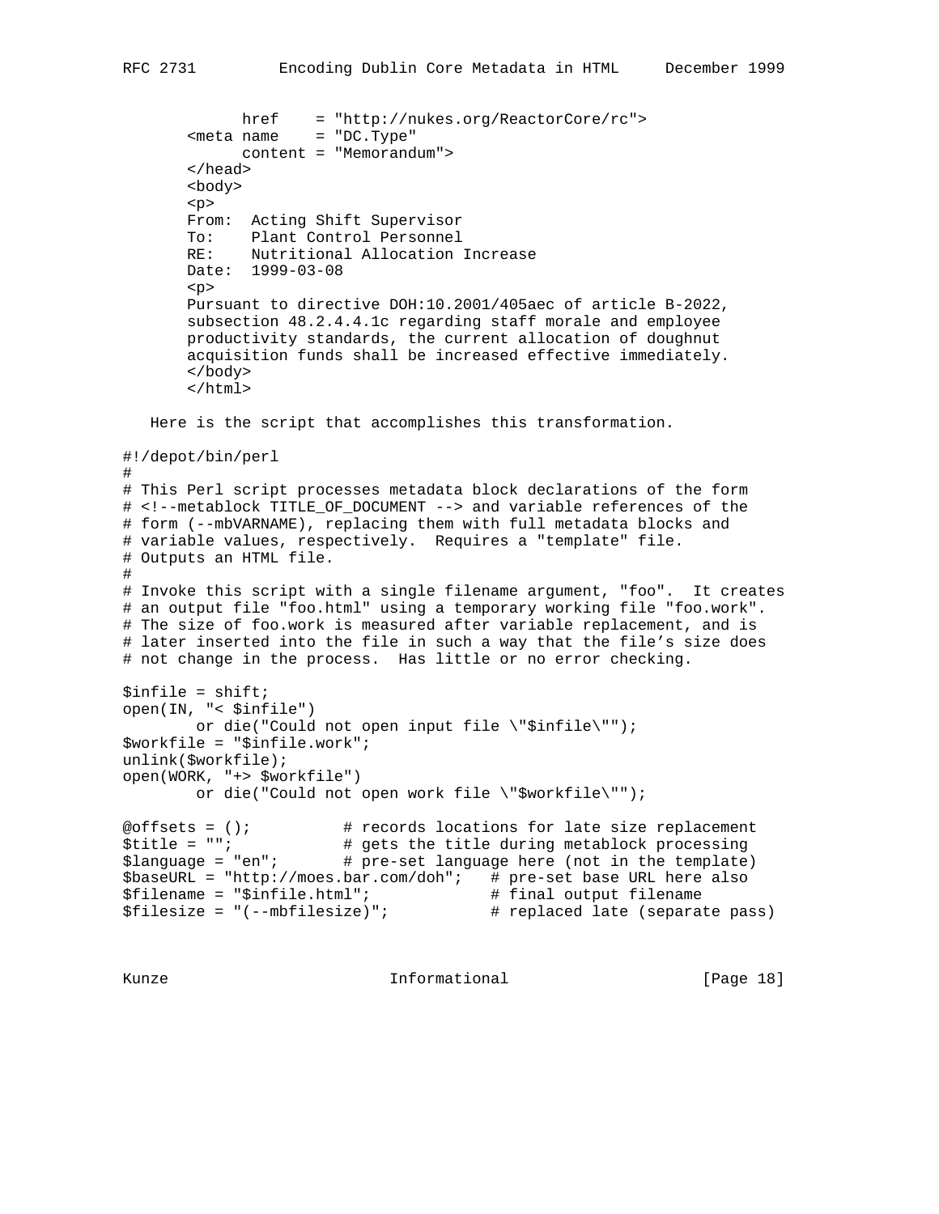```
             href    = "http://nukes.org/ReactorCore/rc">
       <meta name    = "DC.Type"
             content = "Memorandum">
       </head>
       <body>
       <p>
       From:  Acting Shift Supervisor
       To:    Plant Control Personnel
       RE:    Nutritional Allocation Increase
       Date:  1999-03-08
       <p>
       Pursuant to directive DOH:10.2001/405aec of article B-2022,
       subsection 48.2.4.4.1c regarding staff morale and employee
       productivity standards, the current allocation of doughnut
       acquisition funds shall be increased effective immediately.
       </body>
       </html>
```

Here is the script that accomplishes this transformation.

```
#!/depot/bin/perl
#
# This Perl script processes metadata block declarations of the form
# <!--metablock TITLE_OF_DOCUMENT --> and variable references of the
# form (--mbVARNAME), replacing them with full metadata blocks and
# variable values, respectively.  Requires a "template" file.
# Outputs an HTML file.
#
# Invoke this script with a single filename argument, "foo".  It creates
# an output file "foo.html" using a temporary working file "foo.work".
# The size of foo.work is measured after variable replacement, and is
# later inserted into the file in such a way that the file's size does
# not change in the process.  Has little or no error checking.

$infile = shift;
open(IN, "< $infile")
        or die("Could not open input file \"$infile\"");
$workfile = "$infile.work";
unlink($workfile);
open(WORK, "+> $workfile")
        or die("Could not open work file \"$workfile\"");

@offsets = ();          # records locations for late size replacement
$title = "";            # gets the title during metablock processing
$language = "en";       # pre-set language here (not in the template)
$baseURL = "http://moes.bar.com/doh";   # pre-set base URL here also
$filename = "$infile.html";             # final output filename
$filesize = "(--mbfilesize)";           # replaced late (separate pass)
```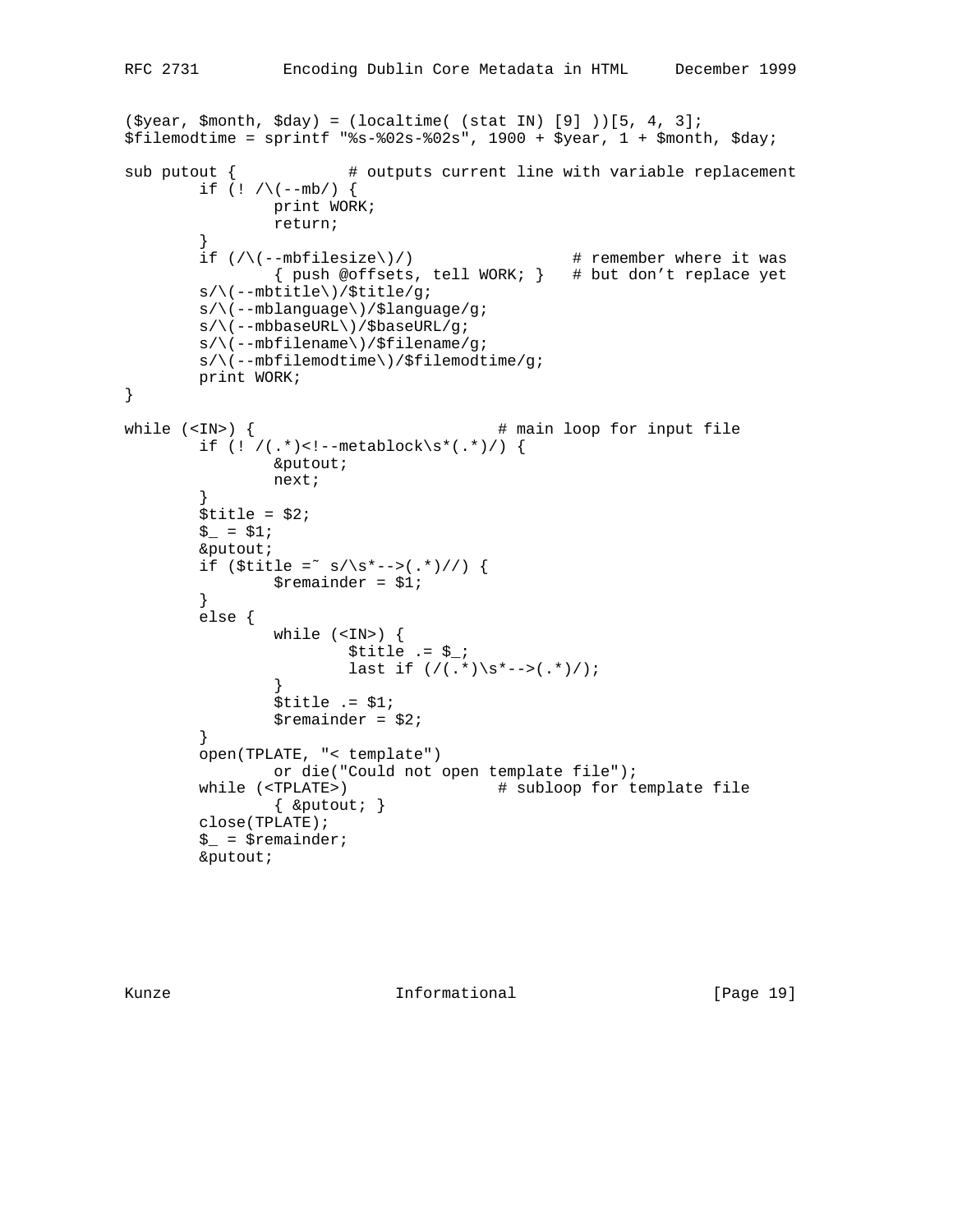```
($year, $month, $day) = (localtime( (stat IN) [9] ))[5, 4, 3];
$filemodtime = sprintf "%s-%02s-%02s", 1900 + $year, 1 + $month, $day;

sub putout {            # outputs current line with variable replacement
        if (! /\(--mb/) {
                print WORK;
                return;
        }
        if (/\(--mbfilesize\)/)                 # remember where it was
                { push @offsets, tell WORK; }   # but don't replace yet
        s/\(--mbtitle\)/$title/g;
        s/\(--mblanguage\)/$language/g;
        s/\(--mbbaseURL\)/$baseURL/g;
        s/\(--mbfilename\)/$filename/g;
        s/\(--mbfilemodtime\)/$filemodtime/g;
        print WORK;
}

while (<IN>) {                          # main loop for input file
        if (! /(.*)<!--metablock\s*(.*)/) {
                &putout;
                next;
        }
        $title = $2;
        $_ = $1;
        &putout;
        if ($title =~ s/\s*-->(.*)//) {
                $remainder = $1;
        }
        else {
                while (<IN>) {
                        $title .= $_;
                        last if (/(.*)\s*-->(.*)/);
                }
                $title .= $1;
                $remainder = $2;
        }
        open(TPLATE, "< template")
                or die("Could not open template file");
        while (<TPLATE>)                # subloop for template file
                { &putout; }
        close(TPLATE);
        $_ = $remainder;
        &putout;
```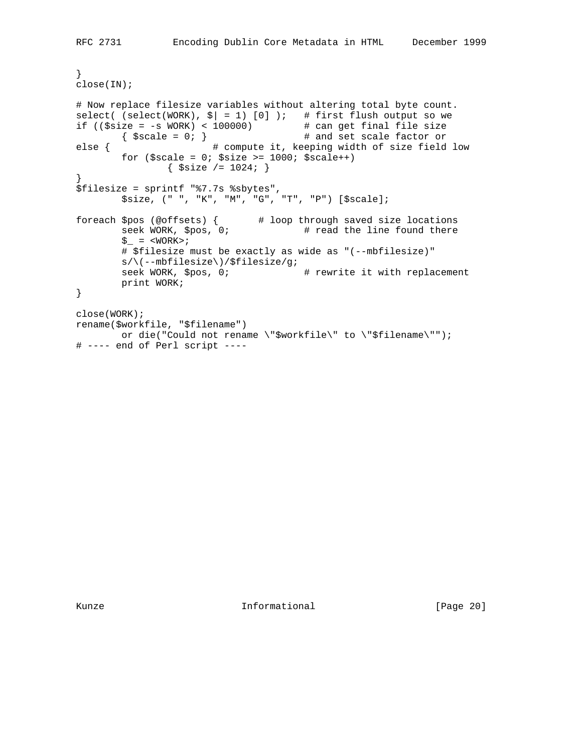```
}
close(IN);

# Now replace filesize variables without altering total byte count.
select( (select(WORK), $| = 1) [0] );   # first flush output so we
if (($size = -s WORK) < 100000)         # can get final file size
        { $scale = 0; }                 # and set scale factor or
else {                  # compute it, keeping width of size field low
        for ($scale = 0; $size >= 1000; $scale++)
                { $size /= 1024; }
}
$filesize = sprintf "%7.7s %sbytes",
        $size, (" ", "K", "M", "G", "T", "P") [$scale];

foreach $pos (@offsets) {       # loop through saved size locations
        seek WORK, $pos, 0;             # read the line found there
        $_ = <WORK>;
        # $filesize must be exactly as wide as "(--mbfilesize)"
        s/\(--mbfilesize\)/$filesize/g;
        seek WORK, $pos, 0;             # rewrite it with replacement
        print WORK;
}

close(WORK);
rename($workfile, "$filename")
        or die("Could not rename \"$workfile\" to \"$filename\"");
# ---- end of Perl script ----
```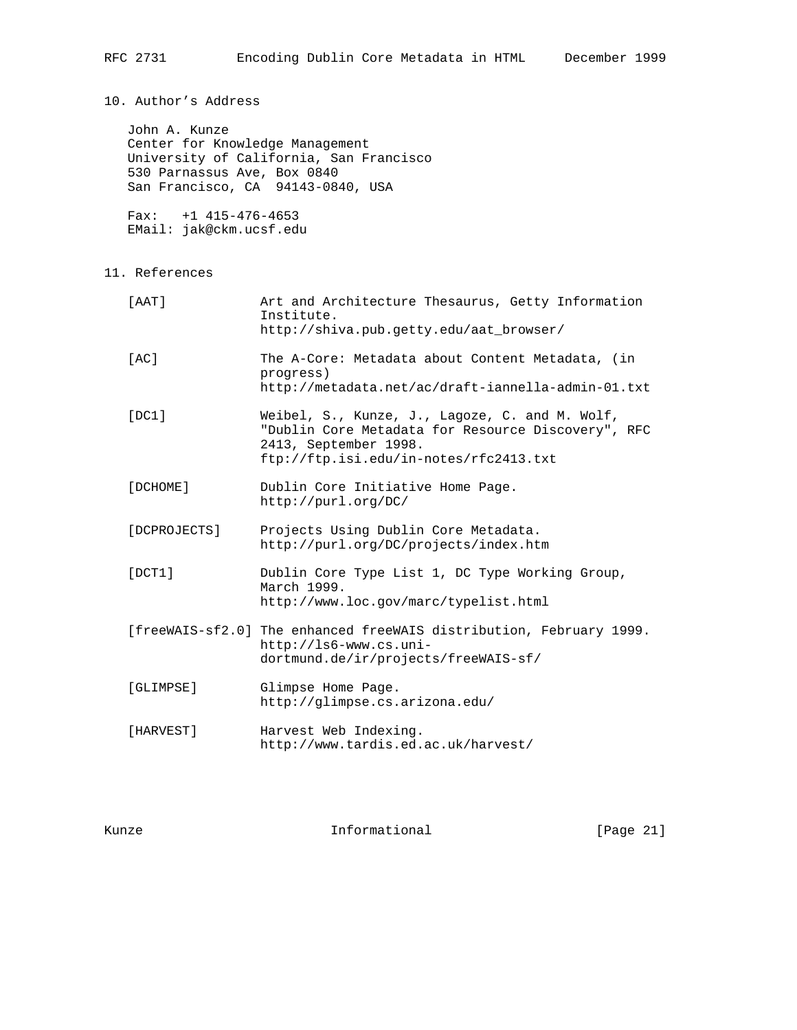## 10. Author's Address

John A. Kunze
Center for Knowledge Management
University of California, San Francisco
530 Parnassus Ave, Box 0840
San Francisco, CA 94143-0840, USA

Fax: +1 415-476-4653
EMail: jak@ckm.ucsf.edu

## 11. References

[AAT] Art and Architecture Thesaurus, Getty Information Institute.
http://shiva.pub.getty.edu/aat_browser/

[AC] The A-Core: Metadata about Content Metadata, (in progress)
http://metadata.net/ac/draft-iannella-admin-01.txt

[DC1] Weibel, S., Kunze, J., Lagoze, C. and M. Wolf, "Dublin Core Metadata for Resource Discovery", RFC 2413, September 1998.
ftp://ftp.isi.edu/in-notes/rfc2413.txt

[DCHOME] Dublin Core Initiative Home Page.
http://purl.org/DC/

[DCPROJECTS] Projects Using Dublin Core Metadata.
http://purl.org/DC/projects/index.htm

[DCT1] Dublin Core Type List 1, DC Type Working Group, March 1999.
http://www.loc.gov/marc/typelist.html

[freeWAIS-sf2.0] The enhanced freeWAIS distribution, February 1999.
http://ls6-www.cs.uni-dortmund.de/ir/projects/freeWAIS-sf/

[GLIMPSE] Glimpse Home Page.
http://glimpse.cs.arizona.edu/

[HARVEST] Harvest Web Indexing.
http://www.tardis.ed.ac.uk/harvest/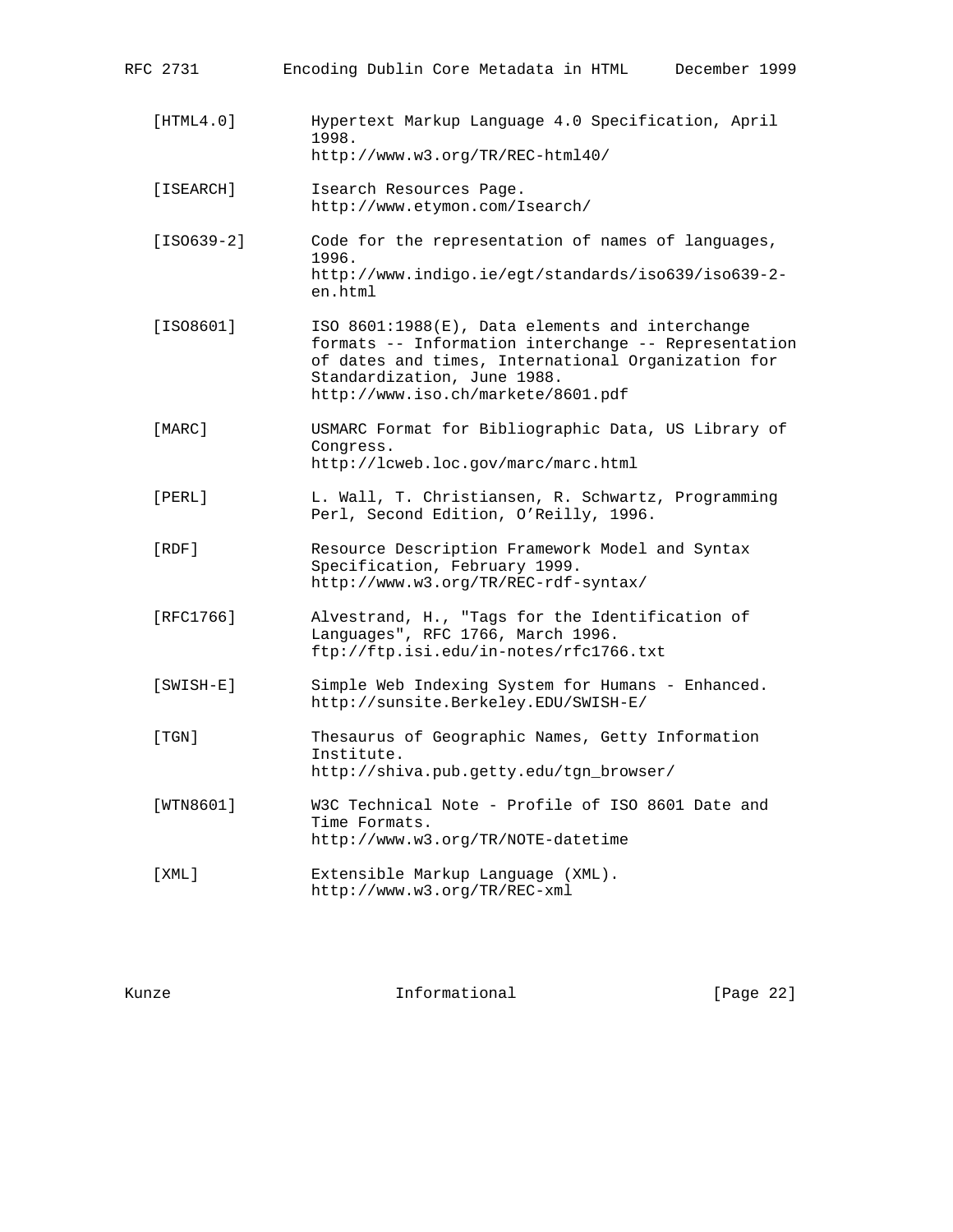[HTML4.0] Hypertext Markup Language 4.0 Specification, April 1998.
http://www.w3.org/TR/REC-html40/

[ISEARCH] Isearch Resources Page.
http://www.etymon.com/Isearch/

[ISO639-2] Code for the representation of names of languages, 1996.
http://www.indigo.ie/egt/standards/iso639/iso639-2-en.html

[ISO8601] ISO 8601:1988(E), Data elements and interchange formats -- Information interchange -- Representation of dates and times, International Organization for Standardization, June 1988.
http://www.iso.ch/markete/8601.pdf

[MARC] USMARC Format for Bibliographic Data, US Library of Congress.
http://lcweb.loc.gov/marc/marc.html

[PERL] L. Wall, T. Christiansen, R. Schwartz, Programming Perl, Second Edition, O'Reilly, 1996.

[RDF] Resource Description Framework Model and Syntax Specification, February 1999.
http://www.w3.org/TR/REC-rdf-syntax/

[RFC1766] Alvestrand, H., "Tags for the Identification of Languages", RFC 1766, March 1996.
ftp://ftp.isi.edu/in-notes/rfc1766.txt

[SWISH-E] Simple Web Indexing System for Humans - Enhanced.
http://sunsite.Berkeley.EDU/SWISH-E/

[TGN] Thesaurus of Geographic Names, Getty Information Institute.
http://shiva.pub.getty.edu/tgn_browser/

[WTN8601] W3C Technical Note - Profile of ISO 8601 Date and Time Formats.
http://www.w3.org/TR/NOTE-datetime

[XML] Extensible Markup Language (XML).
http://www.w3.org/TR/REC-xml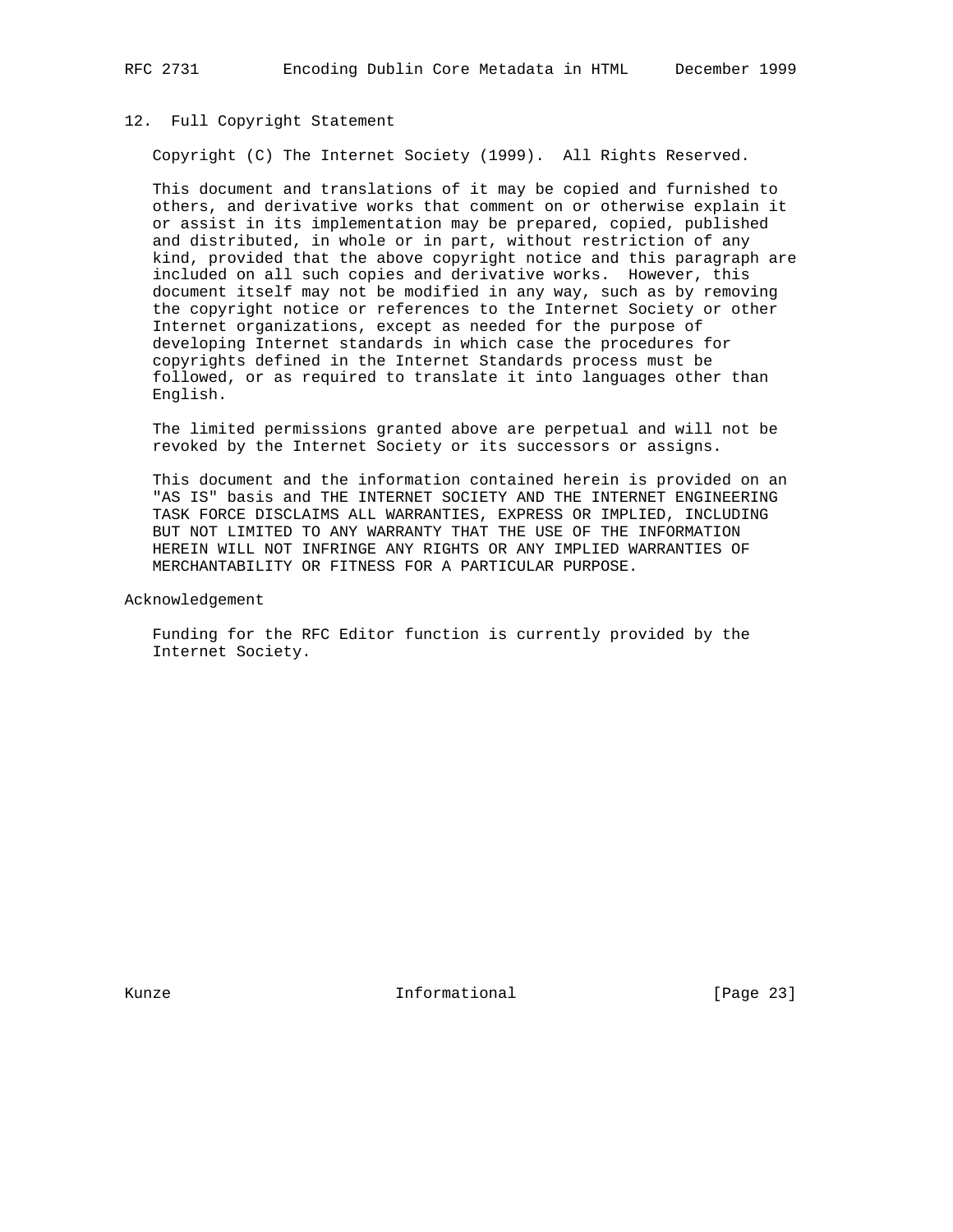## 12. Full Copyright Statement

Copyright (C) The Internet Society (1999). All Rights Reserved.

This document and translations of it may be copied and furnished to others, and derivative works that comment on or otherwise explain it or assist in its implementation may be prepared, copied, published and distributed, in whole or in part, without restriction of any kind, provided that the above copyright notice and this paragraph are included on all such copies and derivative works. However, this document itself may not be modified in any way, such as by removing the copyright notice or references to the Internet Society or other Internet organizations, except as needed for the purpose of developing Internet standards in which case the procedures for copyrights defined in the Internet Standards process must be followed, or as required to translate it into languages other than English.

The limited permissions granted above are perpetual and will not be revoked by the Internet Society or its successors or assigns.

This document and the information contained herein is provided on an "AS IS" basis and THE INTERNET SOCIETY AND THE INTERNET ENGINEERING TASK FORCE DISCLAIMS ALL WARRANTIES, EXPRESS OR IMPLIED, INCLUDING BUT NOT LIMITED TO ANY WARRANTY THAT THE USE OF THE INFORMATION HEREIN WILL NOT INFRINGE ANY RIGHTS OR ANY IMPLIED WARRANTIES OF MERCHANTABILITY OR FITNESS FOR A PARTICULAR PURPOSE.

## Acknowledgement

Funding for the RFC Editor function is currently provided by the Internet Society.